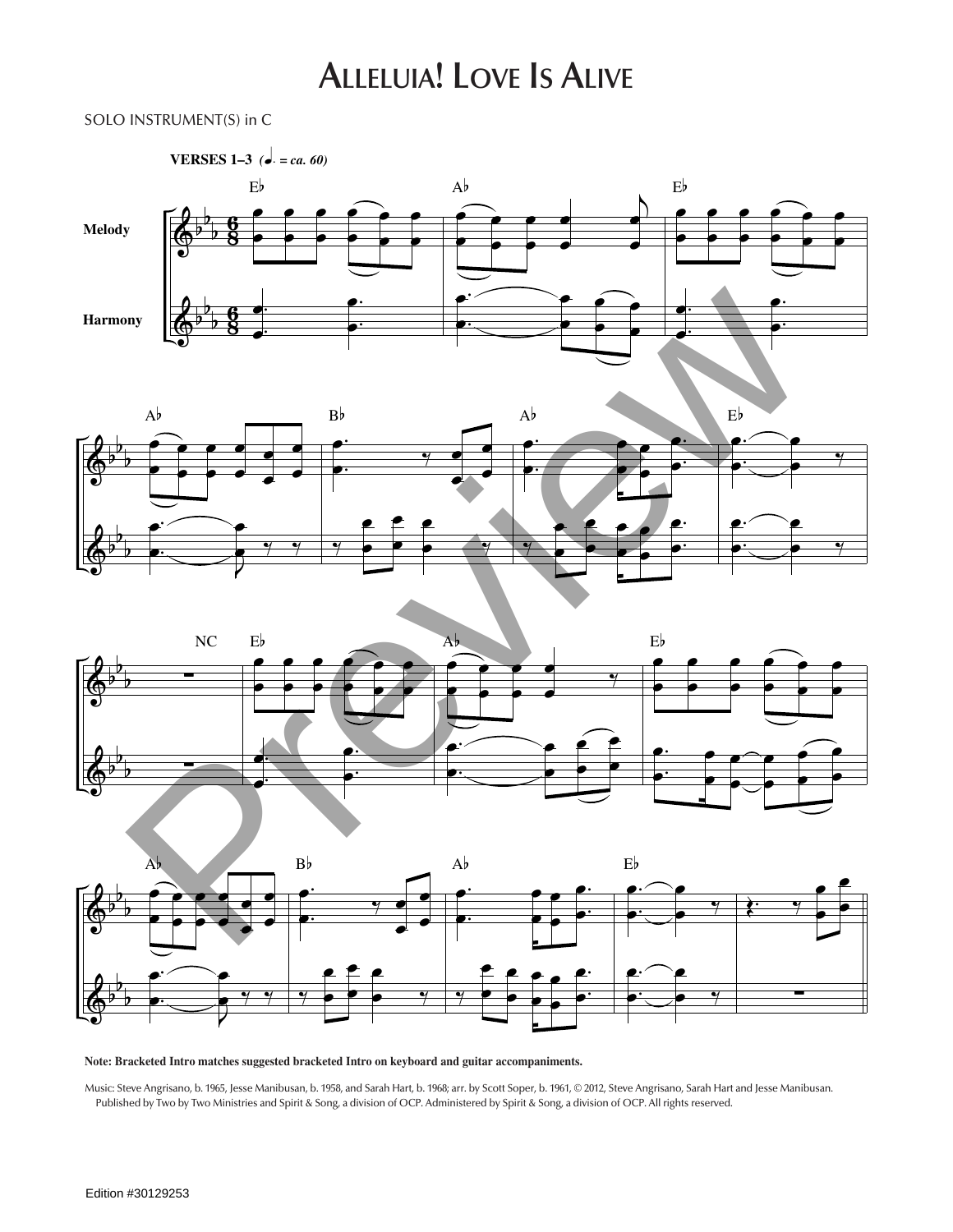# Alleluia! Love Is Alive

SOLO INSTRUMENT(S) in C

**Note: Bracketed Intro matches suggested bracketed Intro on keyboard and guitar accompaniments.**

Music: Steve Angrisano, b. 1965, Jesse Manibusan, b. 1958, and Sarah Hart, b. 1968; arr. by Scott Soper, b. 1961, © 2012, Steve Angrisano, Sarah Hart and Jesse Manibusan. Published by Two by Two Ministries and Spirit & Song, a division of OCP. Administered by Spirit & Song, a division of OCP. All rights reserved.

Edition #30129253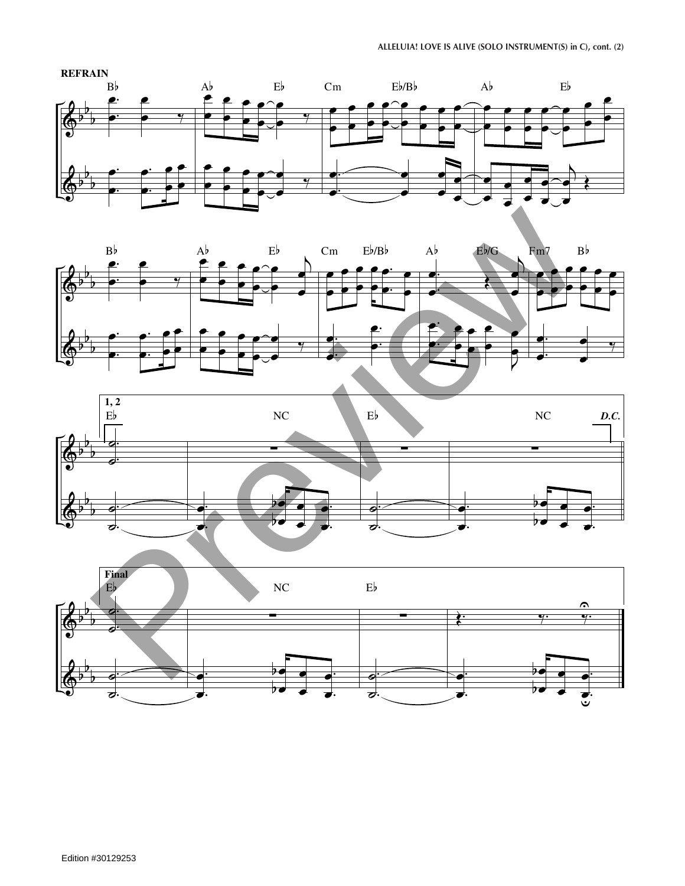**REFRAIN**

Edition #30129253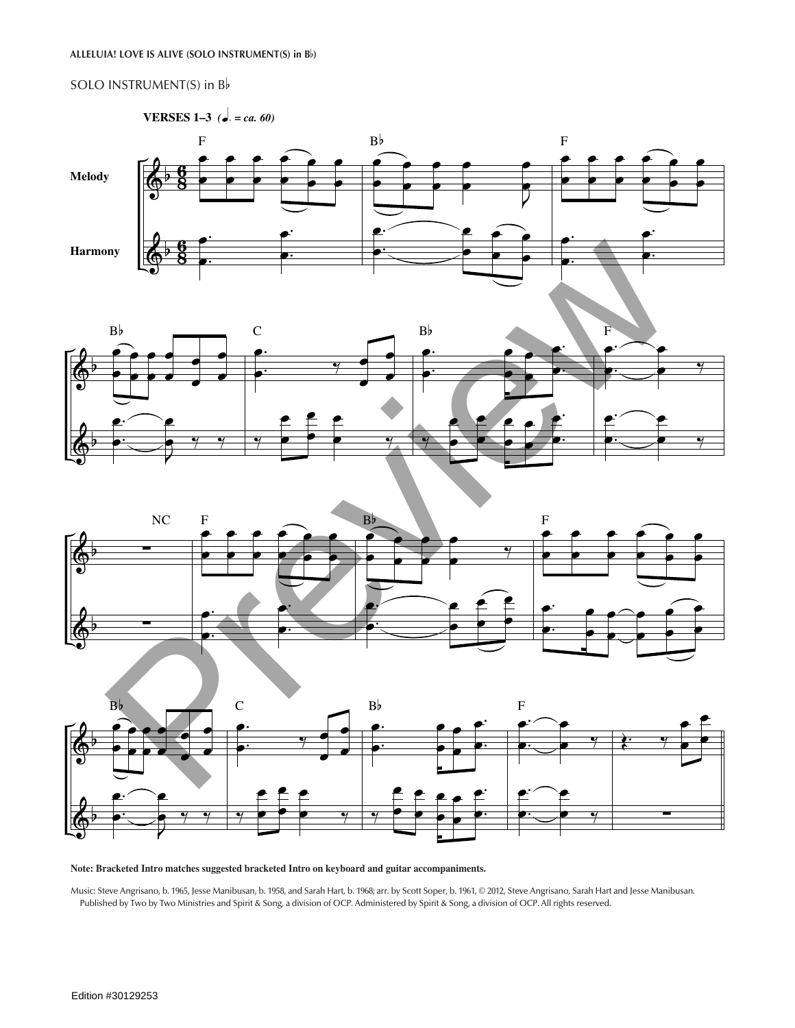**ALLELUIA! LOVE IS ALIVE (SOLO INSTRUMENT(S) in B♭)**

SOLO INSTRUMENT(S) in B♭

**VERSES 1–3** *(♩. = ca. 60)*

Melody

Harmony

F B♭ F

B♭ C B♭ F

NC F B♭ F

B♭ C B♭ F

**Note: Bracketed Intro matches suggested bracketed Intro on keyboard and guitar accompaniments.**

Music: Steve Angrisano, b. 1965, Jesse Manibusan, b. 1958, and Sarah Hart, b. 1968; arr. by Scott Soper, b. 1961, © 2012, Steve Angrisano, Sarah Hart and Jesse Manibusan. Published by Two by Two Ministries and Spirit & Song, a division of OCP. Administered by Spirit & Song, a division of OCP. All rights reserved.

Edition #30129253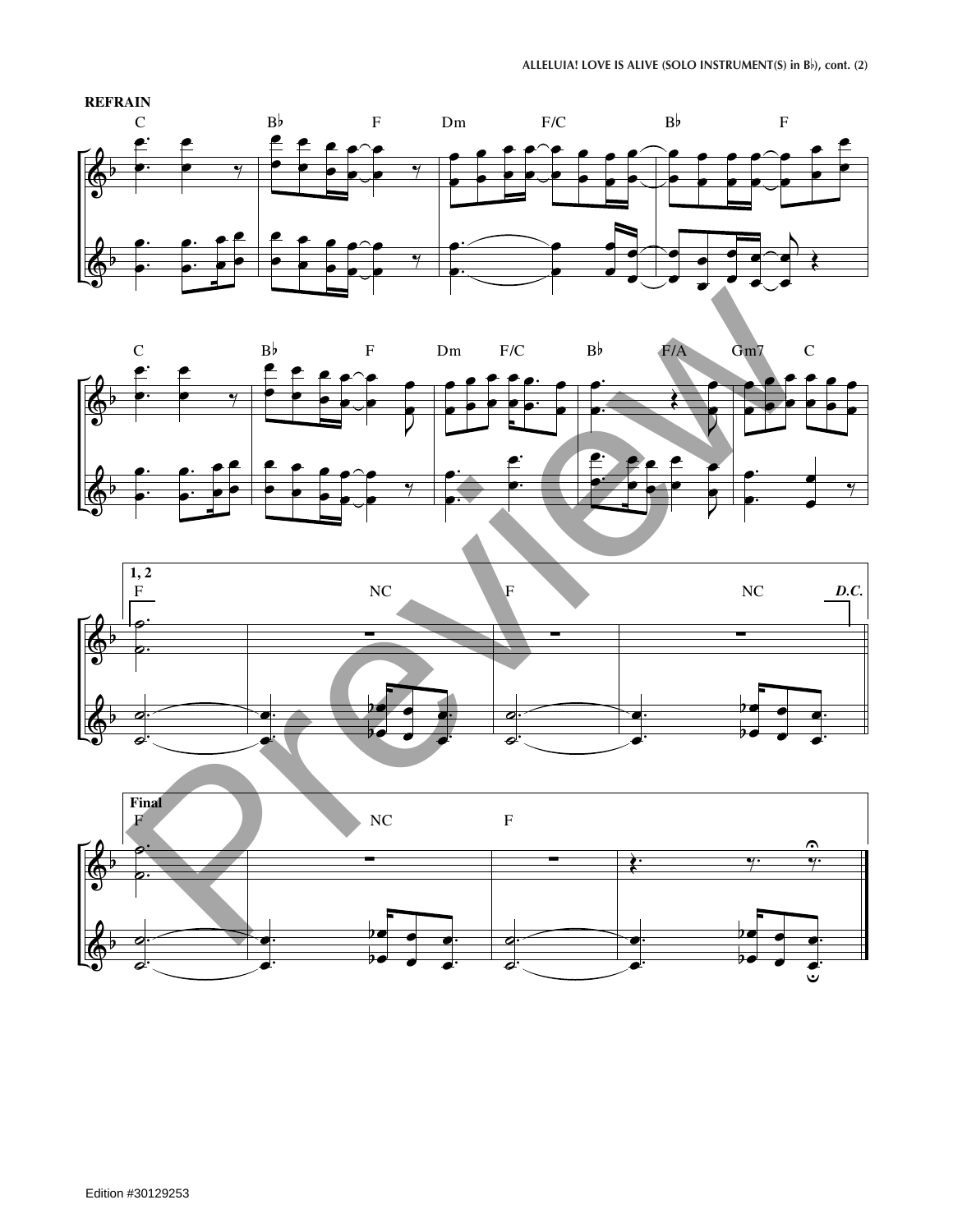**REFRAIN**

C Bb F Dm F/C Bb F

C Bb F Dm F/C Bb F/A Gm7 C

**1, 2**

F NC F NC *D.C.*

**Final**

F NC F

Edition #30129253